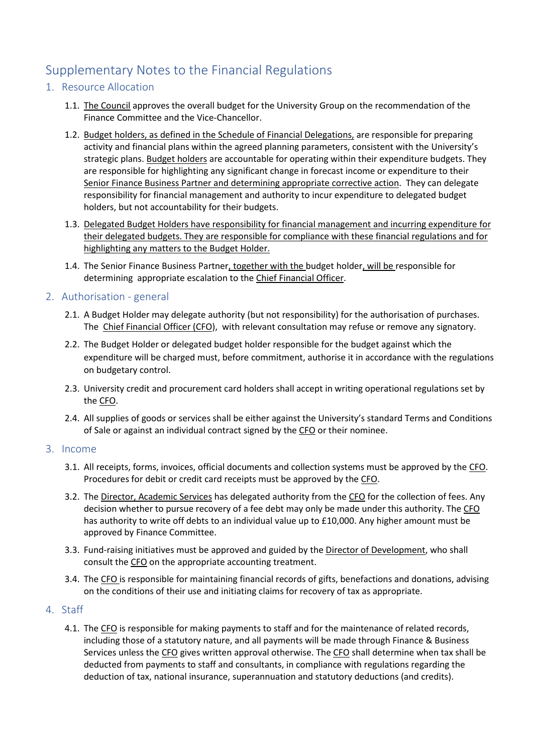# Supplementary Notes to the Financial Regulations

## 1. Resource Allocation

1.1. The Council approves the overall budget for the University Group on the recommendation of the Finance Committee and the Vice-Chancellor.

1.2. Budget holders, as defined in the Schedule of Financial Delegations, are responsible for preparing activity and financial plans within the agreed planning parameters, consistent with the University's strategic plans. Budget holders are accountable for operating within their expenditure budgets. They are responsible for highlighting any significant change in forecast income or expenditure to their Senior Finance Business Partner and determining appropriate corrective action. They can delegate responsibility for financial management and authority to incur expenditure to delegated budget holders, but not accountability for their budgets.

1.3. Delegated Budget Holders have responsibility for financial management and incurring expenditure for their delegated budgets. They are responsible for compliance with these financial regulations and for highlighting any matters to the Budget Holder.

1.4. The Senior Finance Business Partner, together with the budget holder, will be responsible for determining appropriate escalation to the Chief Financial Officer.

## 2. Authorisation - general

2.1. A Budget Holder may delegate authority (but not responsibility) for the authorisation of purchases. The Chief Financial Officer (CFO), with relevant consultation may refuse or remove any signatory.

2.2. The Budget Holder or delegated budget holder responsible for the budget against which the expenditure will be charged must, before commitment, authorise it in accordance with the regulations on budgetary control.

2.3. University credit and procurement card holders shall accept in writing operational regulations set by the CFO.

2.4. All supplies of goods or services shall be either against the University's standard Terms and Conditions of Sale or against an individual contract signed by the CFO or their nominee.

## 3. Income

3.1. All receipts, forms, invoices, official documents and collection systems must be approved by the CFO. Procedures for debit or credit card receipts must be approved by the CFO.

3.2. The Director, Academic Services has delegated authority from the CFO for the collection of fees. Any decision whether to pursue recovery of a fee debt may only be made under this authority. The CFO has authority to write off debts to an individual value up to £10,000. Any higher amount must be approved by Finance Committee.

3.3. Fund-raising initiatives must be approved and guided by the Director of Development, who shall consult the CFO on the appropriate accounting treatment.

3.4. The CFO is responsible for maintaining financial records of gifts, benefactions and donations, advising on the conditions of their use and initiating claims for recovery of tax as appropriate.

## 4. Staff

4.1. The CFO is responsible for making payments to staff and for the maintenance of related records, including those of a statutory nature, and all payments will be made through Finance & Business Services unless the CFO gives written approval otherwise. The CFO shall determine when tax shall be deducted from payments to staff and consultants, in compliance with regulations regarding the deduction of tax, national insurance, superannuation and statutory deductions (and credits).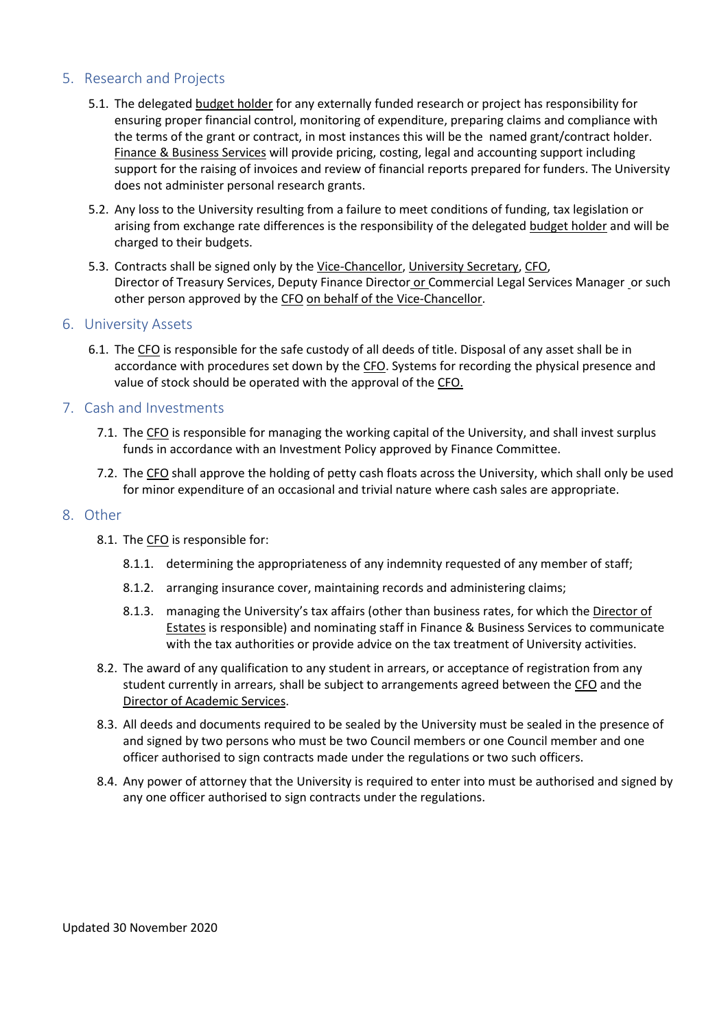## 5. Research and Projects

5.1. The delegated budget holder for any externally funded research or project has responsibility for ensuring proper financial control, monitoring of expenditure, preparing claims and compliance with the terms of the grant or contract, in most instances this will be the named grant/contract holder. Finance & Business Services will provide pricing, costing, legal and accounting support including support for the raising of invoices and review of financial reports prepared for funders. The University does not administer personal research grants.

5.2. Any loss to the University resulting from a failure to meet conditions of funding, tax legislation or arising from exchange rate differences is the responsibility of the delegated budget holder and will be charged to their budgets.

5.3. Contracts shall be signed only by the Vice-Chancellor, University Secretary, CFO, Director of Treasury Services, Deputy Finance Director or Commercial Legal Services Manager or such other person approved by the CFO on behalf of the Vice-Chancellor.

## 6. University Assets

6.1. The CFO is responsible for the safe custody of all deeds of title. Disposal of any asset shall be in accordance with procedures set down by the CFO. Systems for recording the physical presence and value of stock should be operated with the approval of the CFO.

## 7. Cash and Investments

7.1. The CFO is responsible for managing the working capital of the University, and shall invest surplus funds in accordance with an Investment Policy approved by Finance Committee.

7.2. The CFO shall approve the holding of petty cash floats across the University, which shall only be used for minor expenditure of an occasional and trivial nature where cash sales are appropriate.

## 8. Other

8.1. The CFO is responsible for:

8.1.1. determining the appropriateness of any indemnity requested of any member of staff;

8.1.2. arranging insurance cover, maintaining records and administering claims;

8.1.3. managing the University's tax affairs (other than business rates, for which the Director of Estates is responsible) and nominating staff in Finance & Business Services to communicate with the tax authorities or provide advice on the tax treatment of University activities.

8.2. The award of any qualification to any student in arrears, or acceptance of registration from any student currently in arrears, shall be subject to arrangements agreed between the CFO and the Director of Academic Services.

8.3. All deeds and documents required to be sealed by the University must be sealed in the presence of and signed by two persons who must be two Council members or one Council member and one officer authorised to sign contracts made under the regulations or two such officers.

8.4. Any power of attorney that the University is required to enter into must be authorised and signed by any one officer authorised to sign contracts under the regulations.

Updated 30 November 2020